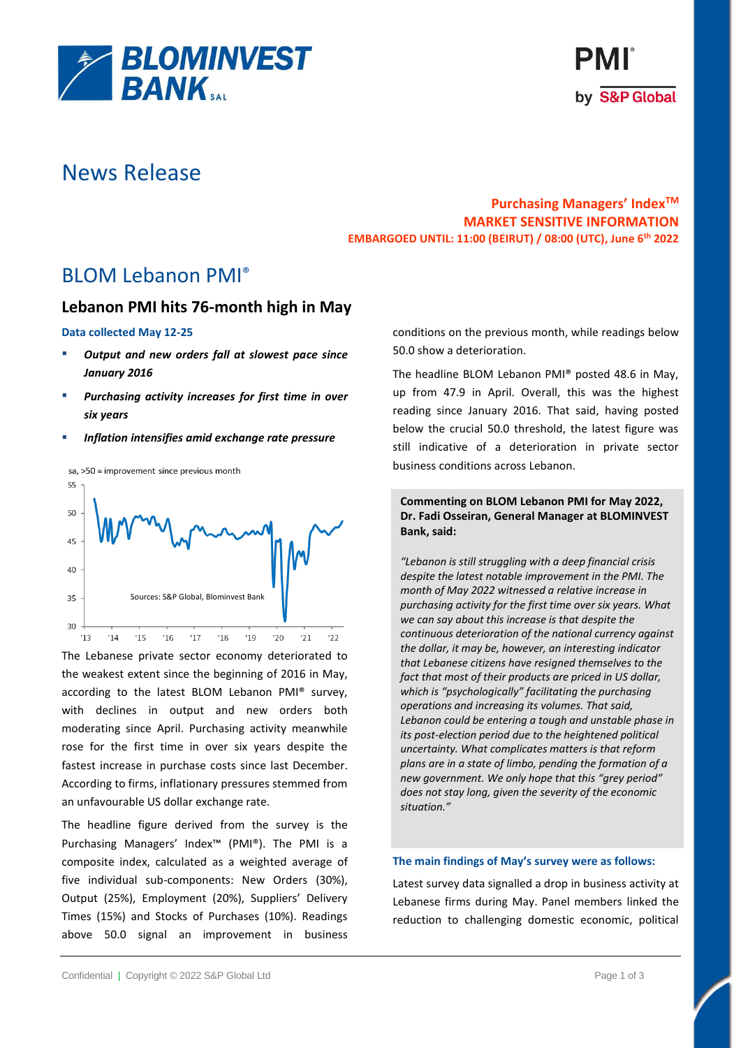# News Release

**Purchasing Managers' Index™**
**MARKET SENSITIVE INFORMATION**
**EMBARGOED UNTIL: 11:00 (BEIRUT) / 08:00 (UTC), June 6th 2022**

## BLOM Lebanon PMI®

### Lebanon PMI hits 76-month high in May

**Data collected May 12-25**

- ***Output and new orders fall at slowest pace since January 2016***
- ***Purchasing activity increases for first time in over six years***
- ***Inflation intensifies amid exchange rate pressure***

sa, >50 = improvement since previous month

Sources: S&P Global, Blominvest Bank

The Lebanese private sector economy deteriorated to the weakest extent since the beginning of 2016 in May, according to the latest BLOM Lebanon PMI® survey, with declines in output and new orders both moderating since April. Purchasing activity meanwhile rose for the first time in over six years despite the fastest increase in purchase costs since last December. According to firms, inflationary pressures stemmed from an unfavourable US dollar exchange rate.

The headline figure derived from the survey is the Purchasing Managers' Index™ (PMI®). The PMI is a composite index, calculated as a weighted average of five individual sub-components: New Orders (30%), Output (25%), Employment (20%), Suppliers' Delivery Times (15%) and Stocks of Purchases (10%). Readings above 50.0 signal an improvement in business conditions on the previous month, while readings below 50.0 show a deterioration.

The headline BLOM Lebanon PMI® posted 48.6 in May, up from 47.9 in April. Overall, this was the highest reading since January 2016. That said, having posted below the crucial 50.0 threshold, the latest figure was still indicative of a deterioration in private sector business conditions across Lebanon.

**Commenting on BLOM Lebanon PMI for May 2022, Dr. Fadi Osseiran, General Manager at BLOMINVEST Bank, said:**

*"Lebanon is still struggling with a deep financial crisis despite the latest notable improvement in the PMI. The month of May 2022 witnessed a relative increase in purchasing activity for the first time over six years. What we can say about this increase is that despite the continuous deterioration of the national currency against the dollar, it may be, however, an interesting indicator that Lebanese citizens have resigned themselves to the fact that most of their products are priced in US dollar, which is "psychologically" facilitating the purchasing operations and increasing its volumes. That said, Lebanon could be entering a tough and unstable phase in its post-election period due to the heightened political uncertainty. What complicates matters is that reform plans are in a state of limbo, pending the formation of a new government. We only hope that this "grey period" does not stay long, given the severity of the economic situation."*

**The main findings of May's survey were as follows:**

Latest survey data signalled a drop in business activity at Lebanese firms during May. Panel members linked the reduction to challenging domestic economic, political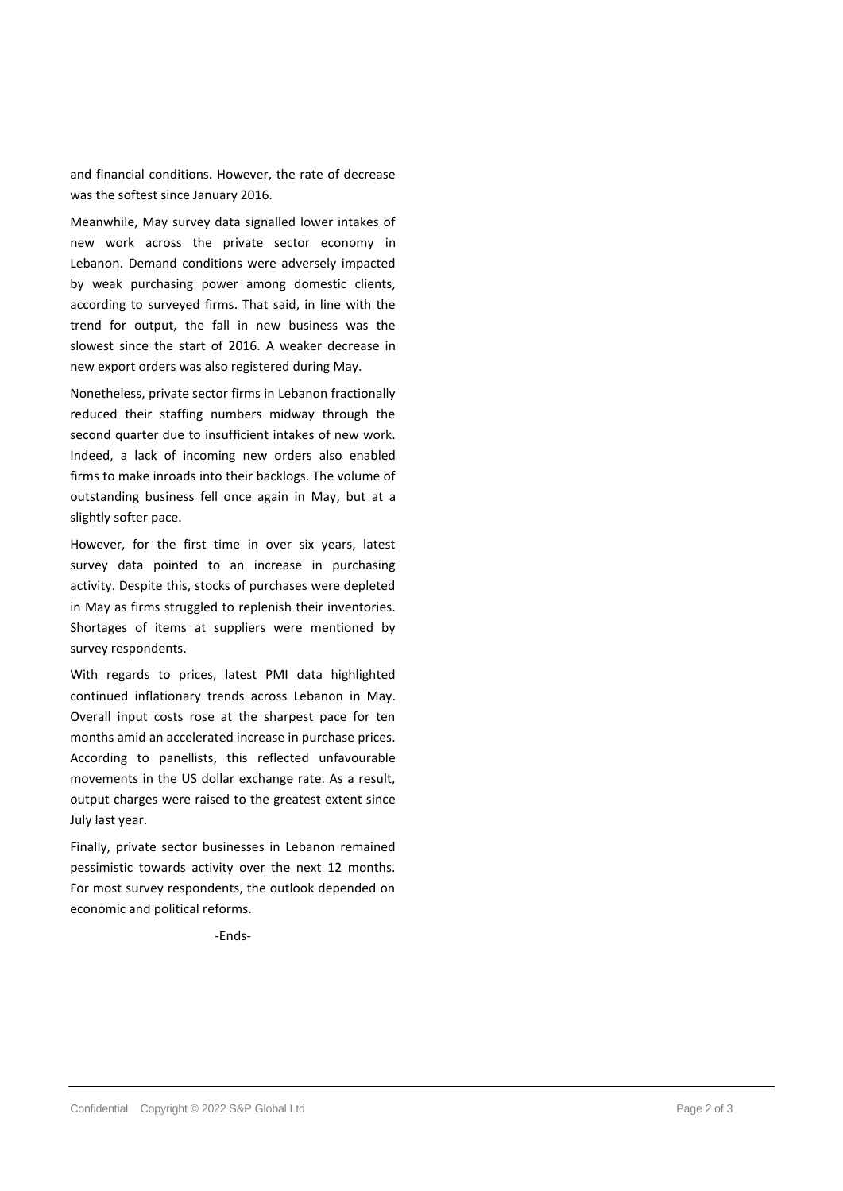and financial conditions. However, the rate of decrease was the softest since January 2016.

Meanwhile, May survey data signalled lower intakes of new work across the private sector economy in Lebanon. Demand conditions were adversely impacted by weak purchasing power among domestic clients, according to surveyed firms. That said, in line with the trend for output, the fall in new business was the slowest since the start of 2016. A weaker decrease in new export orders was also registered during May.

Nonetheless, private sector firms in Lebanon fractionally reduced their staffing numbers midway through the second quarter due to insufficient intakes of new work. Indeed, a lack of incoming new orders also enabled firms to make inroads into their backlogs. The volume of outstanding business fell once again in May, but at a slightly softer pace.

However, for the first time in over six years, latest survey data pointed to an increase in purchasing activity. Despite this, stocks of purchases were depleted in May as firms struggled to replenish their inventories. Shortages of items at suppliers were mentioned by survey respondents.

With regards to prices, latest PMI data highlighted continued inflationary trends across Lebanon in May. Overall input costs rose at the sharpest pace for ten months amid an accelerated increase in purchase prices. According to panellists, this reflected unfavourable movements in the US dollar exchange rate. As a result, output charges were raised to the greatest extent since July last year.

Finally, private sector businesses in Lebanon remained pessimistic towards activity over the next 12 months. For most survey respondents, the outlook depended on economic and political reforms.

-Ends-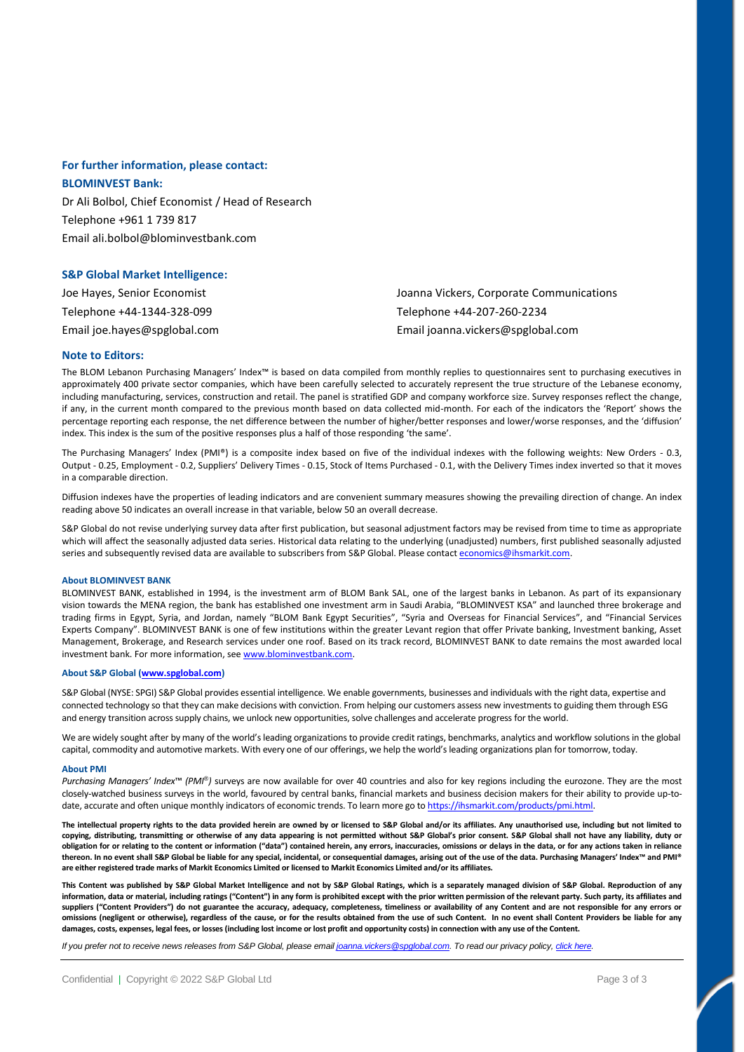**For further information, please contact:**

**BLOMINVEST Bank:**

Dr Ali Bolbol, Chief Economist / Head of Research
Telephone +961 1 739 817
Email ali.bolbol@blominvestbank.com

**S&P Global Market Intelligence:**

Joe Hayes, Senior Economist
Telephone +44-1344-328-099
Email joe.hayes@spglobal.com

Joanna Vickers, Corporate Communications
Telephone +44-207-260-2234
Email joanna.vickers@spglobal.com

**Note to Editors:**

The BLOM Lebanon Purchasing Managers' Index™ is based on data compiled from monthly replies to questionnaires sent to purchasing executives in approximately 400 private sector companies, which have been carefully selected to accurately represent the true structure of the Lebanese economy, including manufacturing, services, construction and retail. The panel is stratified GDP and company workforce size. Survey responses reflect the change, if any, in the current month compared to the previous month based on data collected mid-month. For each of the indicators the 'Report' shows the percentage reporting each response, the net difference between the number of higher/better responses and lower/worse responses, and the 'diffusion' index. This index is the sum of the positive responses plus a half of those responding 'the same'.

The Purchasing Managers' Index (PMI®) is a composite index based on five of the individual indexes with the following weights: New Orders - 0.3, Output - 0.25, Employment - 0.2, Suppliers' Delivery Times - 0.15, Stock of Items Purchased - 0.1, with the Delivery Times index inverted so that it moves in a comparable direction.

Diffusion indexes have the properties of leading indicators and are convenient summary measures showing the prevailing direction of change. An index reading above 50 indicates an overall increase in that variable, below 50 an overall decrease.

S&P Global do not revise underlying survey data after first publication, but seasonal adjustment factors may be revised from time to time as appropriate which will affect the seasonally adjusted data series. Historical data relating to the underlying (unadjusted) numbers, first published seasonally adjusted series and subsequently revised data are available to subscribers from S&P Global. Please contact economics@ihsmarkit.com.

**About BLOMINVEST BANK**

BLOMINVEST BANK, established in 1994, is the investment arm of BLOM Bank SAL, one of the largest banks in Lebanon. As part of its expansionary vision towards the MENA region, the bank has established one investment arm in Saudi Arabia, "BLOMINVEST KSA" and launched three brokerage and trading firms in Egypt, Syria, and Jordan, namely "BLOM Bank Egypt Securities", "Syria and Overseas for Financial Services", and "Financial Services Experts Company". BLOMINVEST BANK is one of few institutions within the greater Levant region that offer Private banking, Investment banking, Asset Management, Brokerage, and Research services under one roof. Based on its track record, BLOMINVEST BANK to date remains the most awarded local investment bank. For more information, see www.blominvestbank.com.

**About S&P Global (www.spglobal.com)**

S&P Global (NYSE: SPGI) S&P Global provides essential intelligence. We enable governments, businesses and individuals with the right data, expertise and connected technology so that they can make decisions with conviction. From helping our customers assess new investments to guiding them through ESG and energy transition across supply chains, we unlock new opportunities, solve challenges and accelerate progress for the world.

We are widely sought after by many of the world's leading organizations to provide credit ratings, benchmarks, analytics and workflow solutions in the global capital, commodity and automotive markets. With every one of our offerings, we help the world's leading organizations plan for tomorrow, today.

**About PMI**

*Purchasing Managers' Index™ (PMI®)* surveys are now available for over 40 countries and also for key regions including the eurozone. They are the most closely-watched business surveys in the world, favoured by central banks, financial markets and business decision makers for their ability to provide up-to-date, accurate and often unique monthly indicators of economic trends. To learn more go to https://ihsmarkit.com/products/pmi.html.

**The intellectual property rights to the data provided herein are owned by or licensed to S&P Global and/or its affiliates. Any unauthorised use, including but not limited to copying, distributing, transmitting or otherwise of any data appearing is not permitted without S&P Global's prior consent. S&P Global shall not have any liability, duty or obligation for or relating to the content or information ("data") contained herein, any errors, inaccuracies, omissions or delays in the data, or for any actions taken in reliance thereon. In no event shall S&P Global be liable for any special, incidental, or consequential damages, arising out of the use of the data. Purchasing Managers' Index™ and PMI® are either registered trade marks of Markit Economics Limited or licensed to Markit Economics Limited and/or its affiliates.**

**This Content was published by S&P Global Market Intelligence and not by S&P Global Ratings, which is a separately managed division of S&P Global. Reproduction of any information, data or material, including ratings ("Content") in any form is prohibited except with the prior written permission of the relevant party. Such party, its affiliates and suppliers ("Content Providers") do not guarantee the accuracy, adequacy, completeness, timeliness or availability of any Content and are not responsible for any errors or omissions (negligent or otherwise), regardless of the cause, or for the results obtained from the use of such Content. In no event shall Content Providers be liable for any damages, costs, expenses, legal fees, or losses (including lost income or lost profit and opportunity costs) in connection with any use of the Content.**

*If you prefer not to receive news releases from S&P Global, please email joanna.vickers@spglobal.com. To read our privacy policy, click here.*

Confidential | Copyright © 2022 S&P Global Ltd